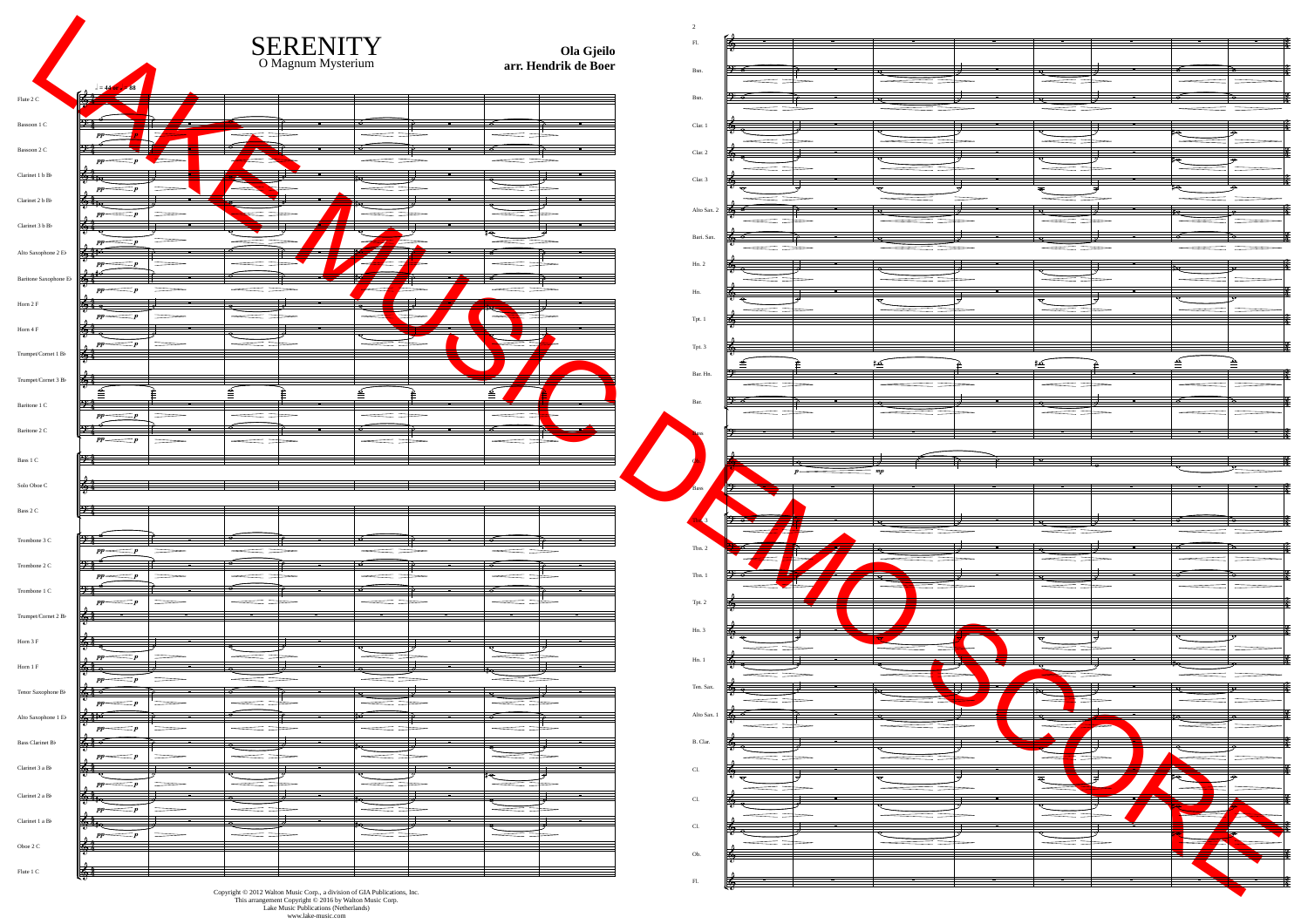# SERENITY

## O Magnum Mysterium

**Ola Gjeilo**
**arr. Hendrik de Boer**

Copyright © 2012 Walton Music Corp., a division of GIA Publications, Inc.
This arrangement Copyright © 2016 by Walton Music Corp.
Lake Music Publications (Netherlands)
www.lake-music.com